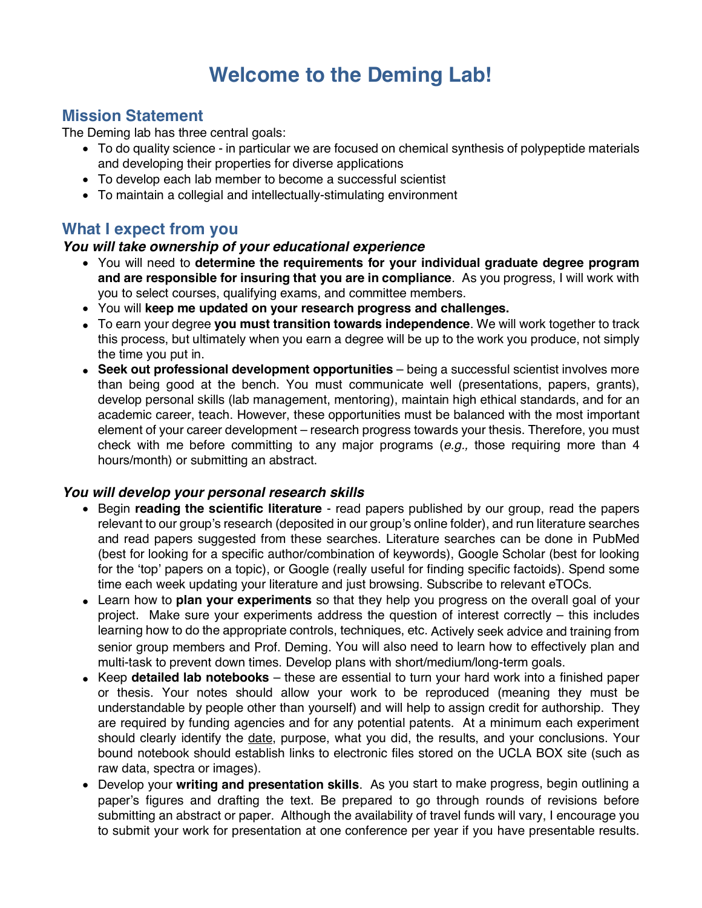# Welcome to the Deming Lab!

## Mission Statement

The Deming lab has three central goals:

- To do quality science - in particular we are focused on chemical synthesis of polypeptide materials and developing their properties for diverse applications
- To develop each lab member to become a successful scientist
- To maintain a collegial and intellectually-stimulating environment

## What I expect from you

### *You will take ownership of your educational experience*

- You will need to **determine the requirements for your individual graduate degree program and are responsible for insuring that you are in compliance**. As you progress, I will work with you to select courses, qualifying exams, and committee members.
- You will **keep me updated on your research progress and challenges.**
- To earn your degree **you must transition towards independence**. We will work together to track this process, but ultimately when you earn a degree will be up to the work you produce, not simply the time you put in.
- **Seek out professional development opportunities** – being a successful scientist involves more than being good at the bench. You must communicate well (presentations, papers, grants), develop personal skills (lab management, mentoring), maintain high ethical standards, and for an academic career, teach. However, these opportunities must be balanced with the most important element of your career development – research progress towards your thesis. Therefore, you must check with me before committing to any major programs (*e.g.,* those requiring more than 4 hours/month) or submitting an abstract.

### *You will develop your personal research skills*

- Begin **reading the scientific literature** - read papers published by our group, read the papers relevant to our group's research (deposited in our group's online folder), and run literature searches and read papers suggested from these searches. Literature searches can be done in PubMed (best for looking for a specific author/combination of keywords), Google Scholar (best for looking for the 'top' papers on a topic), or Google (really useful for finding specific factoids). Spend some time each week updating your literature and just browsing. Subscribe to relevant eTOCs.
- Learn how to **plan your experiments** so that they help you progress on the overall goal of your project. Make sure your experiments address the question of interest correctly – this includes learning how to do the appropriate controls, techniques, etc. Actively seek advice and training from senior group members and Prof. Deming. You will also need to learn how to effectively plan and multi-task to prevent down times. Develop plans with short/medium/long-term goals.
- Keep **detailed lab notebooks** – these are essential to turn your hard work into a finished paper or thesis. Your notes should allow your work to be reproduced (meaning they must be understandable by people other than yourself) and will help to assign credit for authorship. They are required by funding agencies and for any potential patents. At a minimum each experiment should clearly identify the date, purpose, what you did, the results, and your conclusions. Your bound notebook should establish links to electronic files stored on the UCLA BOX site (such as raw data, spectra or images).
- Develop your **writing and presentation skills**. As you start to make progress, begin outlining a paper's figures and drafting the text. Be prepared to go through rounds of revisions before submitting an abstract or paper. Although the availability of travel funds will vary, I encourage you to submit your work for presentation at one conference per year if you have presentable results.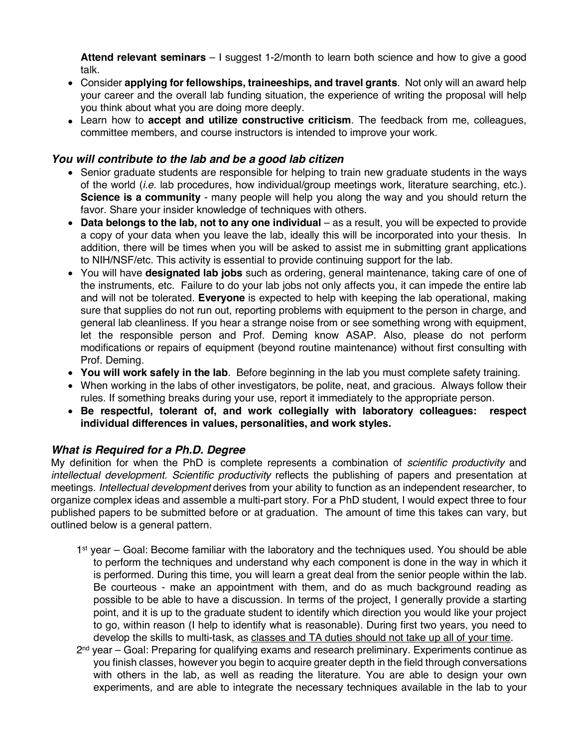**Attend relevant seminars** – I suggest 1-2/month to learn both science and how to give a good talk.

- Consider **applying for fellowships, traineeships, and travel grants**. Not only will an award help your career and the overall lab funding situation, the experience of writing the proposal will help you think about what you are doing more deeply.
- Learn how to **accept and utilize constructive criticism**. The feedback from me, colleagues, committee members, and course instructors is intended to improve your work.

### *You will contribute to the lab and be a good lab citizen*

- Senior graduate students are responsible for helping to train new graduate students in the ways of the world (*i.e.* lab procedures, how individual/group meetings work, literature searching, etc.). **Science is a community** - many people will help you along the way and you should return the favor. Share your insider knowledge of techniques with others.
- **Data belongs to the lab, not to any one individual** – as a result, you will be expected to provide a copy of your data when you leave the lab, ideally this will be incorporated into your thesis. In addition, there will be times when you will be asked to assist me in submitting grant applications to NIH/NSF/etc. This activity is essential to provide continuing support for the lab.
- You will have **designated lab jobs** such as ordering, general maintenance, taking care of one of the instruments, etc. Failure to do your lab jobs not only affects you, it can impede the entire lab and will not be tolerated. **Everyone** is expected to help with keeping the lab operational, making sure that supplies do not run out, reporting problems with equipment to the person in charge, and general lab cleanliness. If you hear a strange noise from or see something wrong with equipment, let the responsible person and Prof. Deming know ASAP. Also, please do not perform modifications or repairs of equipment (beyond routine maintenance) without first consulting with Prof. Deming.
- **You will work safely in the lab**. Before beginning in the lab you must complete safety training.
- When working in the labs of other investigators, be polite, neat, and gracious. Always follow their rules. If something breaks during your use, report it immediately to the appropriate person.
- **Be respectful, tolerant of, and work collegially with laboratory colleagues: respect individual differences in values, personalities, and work styles.**

### *What is Required for a Ph.D. Degree*

My definition for when the PhD is complete represents a combination of *scientific productivity* and *intellectual development*. *Scientific productivity* reflects the publishing of papers and presentation at meetings. *Intellectual development* derives from your ability to function as an independent researcher, to organize complex ideas and assemble a multi-part story. For a PhD student, I would expect three to four published papers to be submitted before or at graduation. The amount of time this takes can vary, but outlined below is a general pattern.

1st year – Goal: Become familiar with the laboratory and the techniques used. You should be able to perform the techniques and understand why each component is done in the way in which it is performed. During this time, you will learn a great deal from the senior people within the lab. Be courteous - make an appointment with them, and do as much background reading as possible to be able to have a discussion. In terms of the project, I generally provide a starting point, and it is up to the graduate student to identify which direction you would like your project to go, within reason (I help to identify what is reasonable). During first two years, you need to develop the skills to multi-task, as <u>classes and TA duties should not take up all of your time</u>.

2nd year – Goal: Preparing for qualifying exams and research preliminary. Experiments continue as you finish classes, however you begin to acquire greater depth in the field through conversations with others in the lab, as well as reading the literature. You are able to design your own experiments, and are able to integrate the necessary techniques available in the lab to your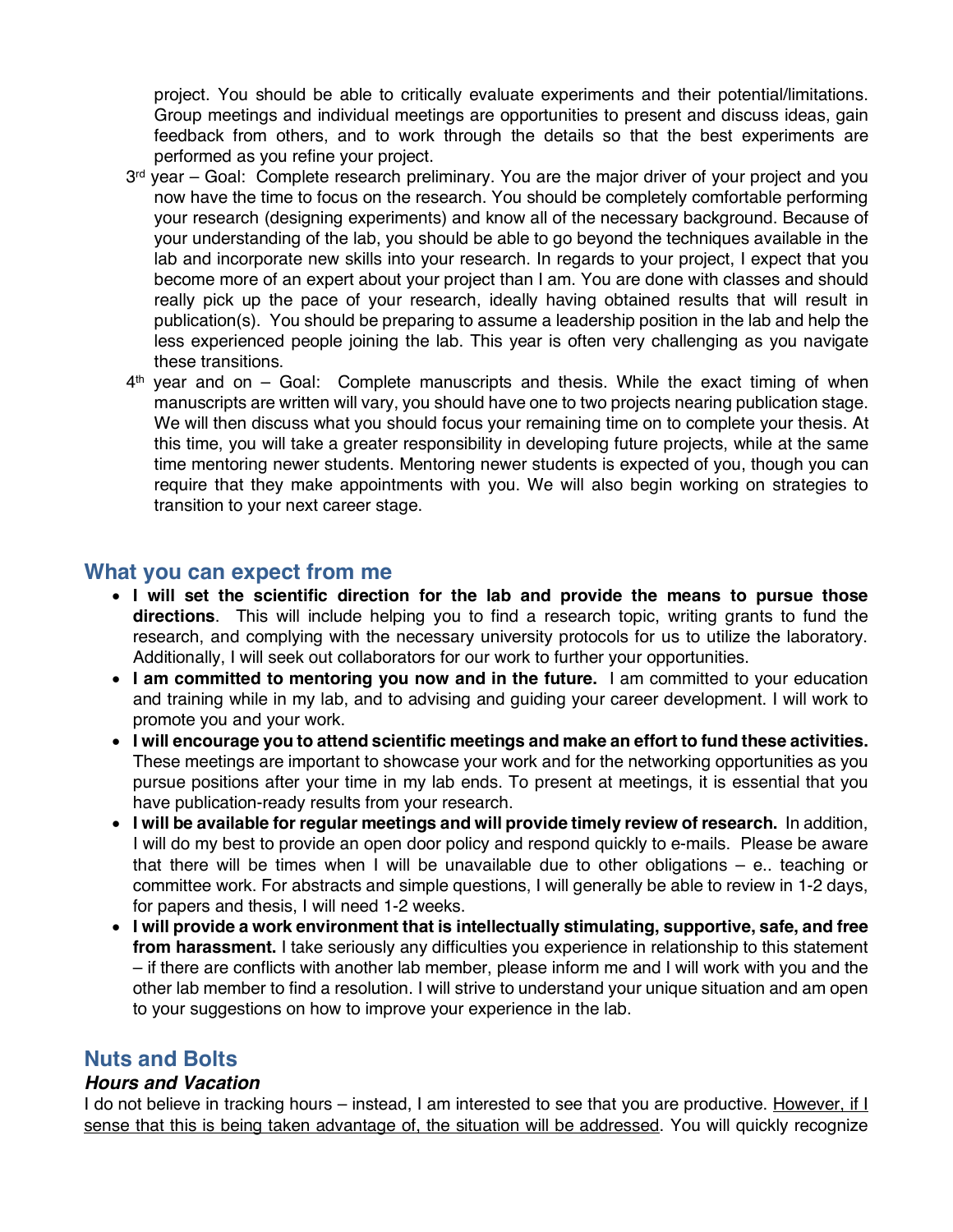project. You should be able to critically evaluate experiments and their potential/limitations. Group meetings and individual meetings are opportunities to present and discuss ideas, gain feedback from others, and to work through the details so that the best experiments are performed as you refine your project.

3rd year – Goal: Complete research preliminary. You are the major driver of your project and you now have the time to focus on the research. You should be completely comfortable performing your research (designing experiments) and know all of the necessary background. Because of your understanding of the lab, you should be able to go beyond the techniques available in the lab and incorporate new skills into your research. In regards to your project, I expect that you become more of an expert about your project than I am. You are done with classes and should really pick up the pace of your research, ideally having obtained results that will result in publication(s). You should be preparing to assume a leadership position in the lab and help the less experienced people joining the lab. This year is often very challenging as you navigate these transitions.

4th year and on – Goal: Complete manuscripts and thesis. While the exact timing of when manuscripts are written will vary, you should have one to two projects nearing publication stage. We will then discuss what you should focus your remaining time on to complete your thesis. At this time, you will take a greater responsibility in developing future projects, while at the same time mentoring newer students. Mentoring newer students is expected of you, though you can require that they make appointments with you. We will also begin working on strategies to transition to your next career stage.

## What you can expect from me

- **I will set the scientific direction for the lab and provide the means to pursue those directions**. This will include helping you to find a research topic, writing grants to fund the research, and complying with the necessary university protocols for us to utilize the laboratory. Additionally, I will seek out collaborators for our work to further your opportunities.
- **I am committed to mentoring you now and in the future.** I am committed to your education and training while in my lab, and to advising and guiding your career development. I will work to promote you and your work.
- **I will encourage you to attend scientific meetings and make an effort to fund these activities.** These meetings are important to showcase your work and for the networking opportunities as you pursue positions after your time in my lab ends. To present at meetings, it is essential that you have publication-ready results from your research.
- **I will be available for regular meetings and will provide timely review of research.** In addition, I will do my best to provide an open door policy and respond quickly to e-mails. Please be aware that there will be times when I will be unavailable due to other obligations – e.. teaching or committee work. For abstracts and simple questions, I will generally be able to review in 1-2 days, for papers and thesis, I will need 1-2 weeks.
- **I will provide a work environment that is intellectually stimulating, supportive, safe, and free from harassment.** I take seriously any difficulties you experience in relationship to this statement – if there are conflicts with another lab member, please inform me and I will work with you and the other lab member to find a resolution. I will strive to understand your unique situation and am open to your suggestions on how to improve your experience in the lab.

## Nuts and Bolts

### *Hours and Vacation*

I do not believe in tracking hours – instead, I am interested to see that you are productive. However, if I sense that this is being taken advantage of, the situation will be addressed. You will quickly recognize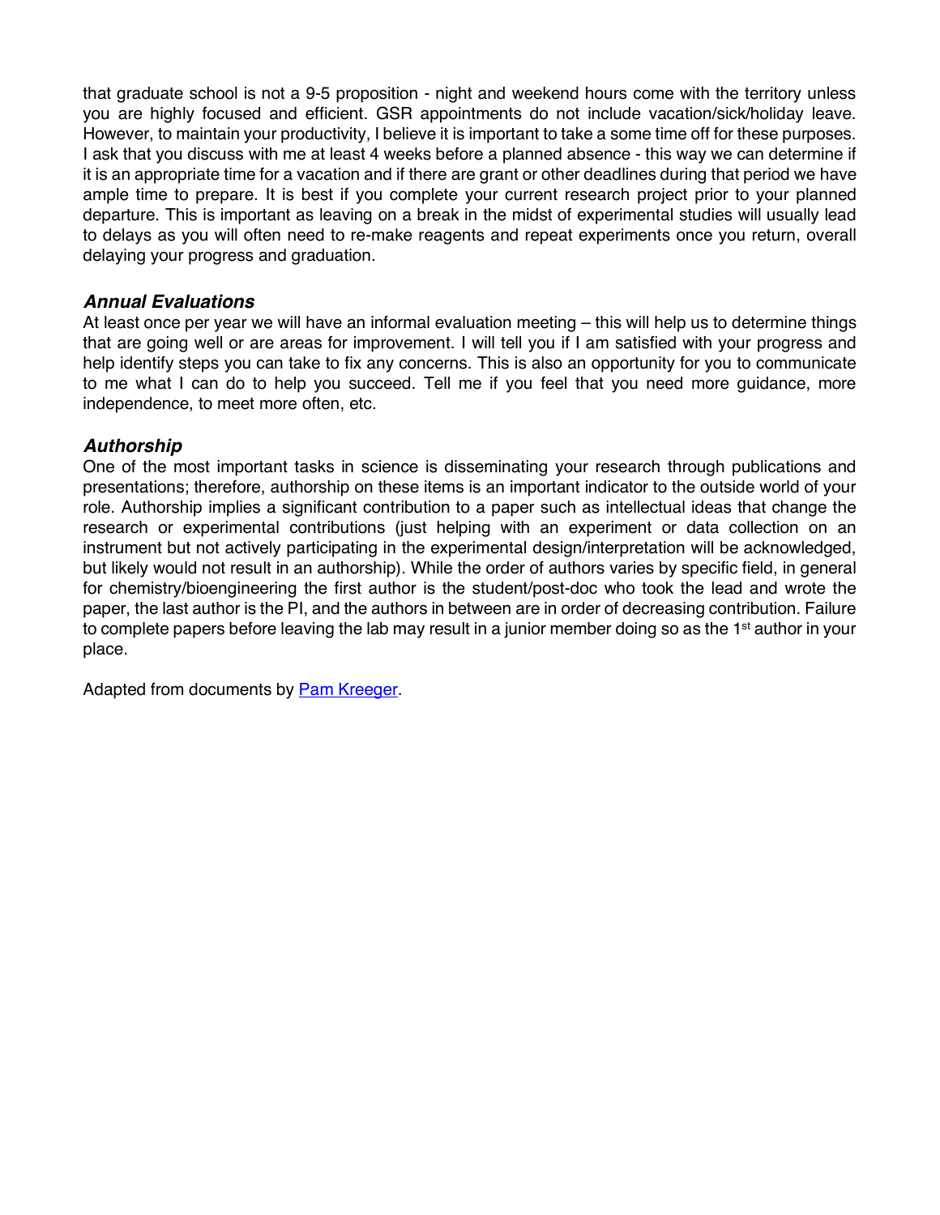that graduate school is not a 9-5 proposition - night and weekend hours come with the territory unless you are highly focused and efficient. GSR appointments do not include vacation/sick/holiday leave. However, to maintain your productivity, I believe it is important to take a some time off for these purposes. I ask that you discuss with me at least 4 weeks before a planned absence - this way we can determine if it is an appropriate time for a vacation and if there are grant or other deadlines during that period we have ample time to prepare. It is best if you complete your current research project prior to your planned departure. This is important as leaving on a break in the midst of experimental studies will usually lead to delays as you will often need to re-make reagents and repeat experiments once you return, overall delaying your progress and graduation.

### *Annual Evaluations*

At least once per year we will have an informal evaluation meeting – this will help us to determine things that are going well or are areas for improvement. I will tell you if I am satisfied with your progress and help identify steps you can take to fix any concerns. This is also an opportunity for you to communicate to me what I can do to help you succeed. Tell me if you feel that you need more guidance, more independence, to meet more often, etc.

### *Authorship*

One of the most important tasks in science is disseminating your research through publications and presentations; therefore, authorship on these items is an important indicator to the outside world of your role. Authorship implies a significant contribution to a paper such as intellectual ideas that change the research or experimental contributions (just helping with an experiment or data collection on an instrument but not actively participating in the experimental design/interpretation will be acknowledged, but likely would not result in an authorship). While the order of authors varies by specific field, in general for chemistry/bioengineering the first author is the student/post-doc who took the lead and wrote the paper, the last author is the PI, and the authors in between are in order of decreasing contribution. Failure to complete papers before leaving the lab may result in a junior member doing so as the 1st author in your place.

Adapted from documents by Pam Kreeger.